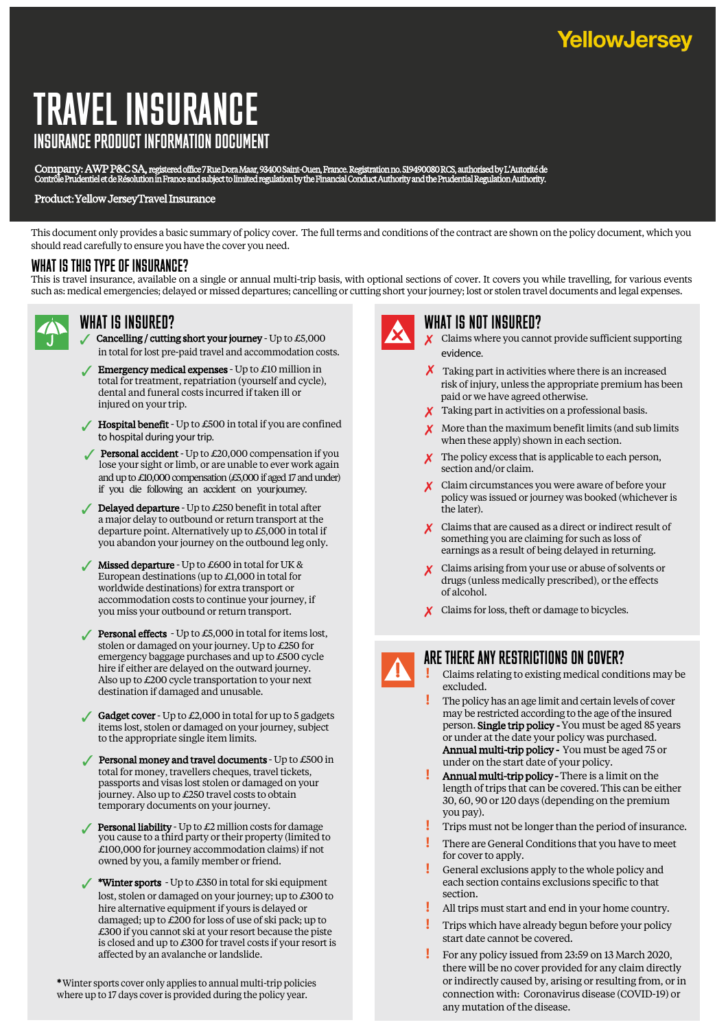YellowJersey

# TRAVEL INSURANCE

## INSURANCE PRODUCT INFORMATION DOCUMENT

**Company: AWP P&C SA,** registered office 7 Rue Dora Maar, 93400 Saint-Ouen, France. Registration no. 519490080 RCS, authorised by L'Autorité de Contrôle Prudentiel et de Résolution in France and subject to limited regulation by the Financial Conduct Authority and the Prudential Regulation Authority.

**Product:** Yellow Jersey Travel Insurance

This document only provides a basic summary of policy cover. The full terms and conditions of the contract are shown on the policy document, which you should read carefully to ensure you have the cover you need.

## WHAT IS THIS TYPE OF INSURANCE?

This is travel insurance, available on a single or annual multi-trip basis, with optional sections of cover. It covers you while travelling, for various events such as: medical emergencies; delayed or missed departures; cancelling or cutting short your journey; lost or stolen travel documents and legal expenses.

## WHAT IS INSURED?

- ✓ **Cancelling / cutting short your journey** - Up to £5,000 in total for lost pre-paid travel and accommodation costs.
- ✓ **Emergency medical expenses** - Up to £10 million in total for treatment, repatriation (yourself and cycle), dental and funeral costs incurred if taken ill or injured on your trip.
- ✓ **Hospital benefit** - Up to £500 in total if you are confined to hospital during your trip.
- ✓ **Personal accident** - Up to £20,000 compensation if you lose your sight or limb, or are unable to ever work again and up to £10,000 compensation (£5,000 if aged 17 and under) if you die following an accident on your journey.
- ✓ **Delayed departure** - Up to £250 benefit in total after a major delay to outbound or return transport at the departure point. Alternatively up to £5,000 in total if you abandon your journey on the outbound leg only.
- ✓ **Missed departure** - Up to £600 in total for UK & European destinations (up to £1,000 in total for worldwide destinations) for extra transport or accommodation costs to continue your journey, if you miss your outbound or return transport.
- ✓ **Personal effects** - Up to £5,000 in total for items lost, stolen or damaged on your journey. Up to £250 for emergency baggage purchases and up to £500 cycle hire if either are delayed on the outward journey. Also up to £200 cycle transportation to your next destination if damaged and unusable.
- ✓ **Gadget cover** - Up to £2,000 in total for up to 5 gadgets items lost, stolen or damaged on your journey, subject to the appropriate single item limits.
- ✓ **Personal money and travel documents** - Up to £500 in total for money, travellers cheques, travel tickets, passports and visas lost stolen or damaged on your journey. Also up to £250 travel costs to obtain temporary documents on your journey.
- ✓ **Personal liability** - Up to £2 million costs for damage you cause to a third party or their property (limited to £100,000 for journey accommodation claims) if not owned by you, a family member or friend.
- ✓ ***Winter sports** - Up to £350 in total for ski equipment lost, stolen or damaged on your journey; up to £300 to hire alternative equipment if yours is delayed or damaged; up to £200 for loss of use of ski pack; up to £300 if you cannot ski at your resort because the piste is closed and up to £300 for travel costs if your resort is affected by an avalanche or landslide.

*Winter sports cover only applies to annual multi-trip policies where up to 17 days cover is provided during the policy year.

## WHAT IS NOT INSURED?

- ✗ Claims where you cannot provide sufficient supporting evidence.
- ✗ Taking part in activities where there is an increased risk of injury, unless the appropriate premium has been paid or we have agreed otherwise.
- ✗ Taking part in activities on a professional basis.
- ✗ More than the maximum benefit limits (and sub limits when these apply) shown in each section.
- ✗ The policy excess that is applicable to each person, section and/or claim.
- ✗ Claim circumstances you were aware of before your policy was issued or journey was booked (whichever is the later).
- ✗ Claims that are caused as a direct or indirect result of something you are claiming for such as loss of earnings as a result of being delayed in returning.
- ✗ Claims arising from your use or abuse of solvents or drugs (unless medically prescribed), or the effects of alcohol.
- ✗ Claims for loss, theft or damage to bicycles.

## ARE THERE ANY RESTRICTIONS ON COVER?

- ! Claims relating to existing medical conditions may be excluded.
- ! The policy has an age limit and certain levels of cover may be restricted according to the age of the insured person. **Single trip policy -** You must be aged 85 years or under at the date your policy was purchased. **Annual multi-trip policy -** You must be aged 75 or under on the start date of your policy.
- ! **Annual multi-trip policy -** There is a limit on the length of trips that can be covered. This can be either 30, 60, 90 or 120 days (depending on the premium you pay).
- ! Trips must not be longer than the period of insurance.
- ! There are General Conditions that you have to meet for cover to apply.
- ! General exclusions apply to the whole policy and each section contains exclusions specific to that section.
- ! All trips must start and end in your home country.
- ! Trips which have already begun before your policy start date cannot be covered.
- ! For any policy issued from 23:59 on 13 March 2020, there will be no cover provided for any claim directly or indirectly caused by, arising or resulting from, or in connection with: Coronavirus disease (COVID-19) or any mutation of the disease.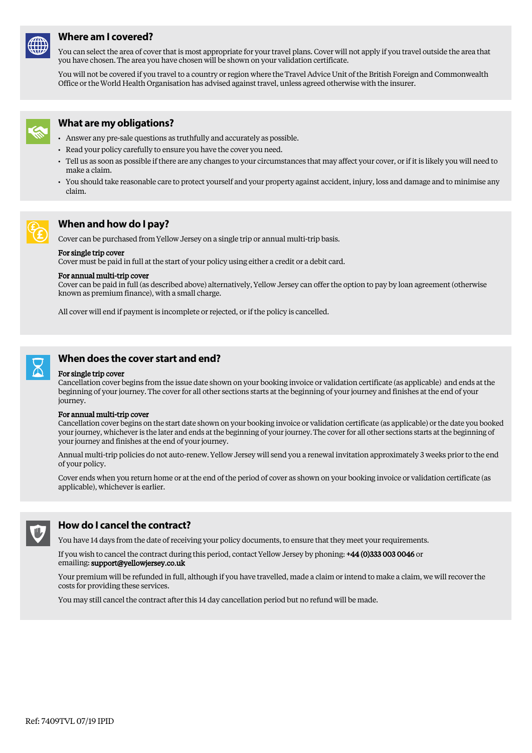## Where am I covered?

You can select the area of cover that is most appropriate for your travel plans. Cover will not apply if you travel outside the area that you have chosen. The area you have chosen will be shown on your validation certificate.

You will not be covered if you travel to a country or region where the Travel Advice Unit of the British Foreign and Commonwealth Office or the World Health Organisation has advised against travel, unless agreed otherwise with the insurer.

## What are my obligations?

- Answer any pre-sale questions as truthfully and accurately as possible.
- Read your policy carefully to ensure you have the cover you need.
- Tell us as soon as possible if there are any changes to your circumstances that may affect your cover, or if it is likely you will need to make a claim.
- You should take reasonable care to protect yourself and your property against accident, injury, loss and damage and to minimise any claim.

## When and how do I pay?

Cover can be purchased from Yellow Jersey on a single trip or annual multi-trip basis.

**For single trip cover**
Cover must be paid in full at the start of your policy using either a credit or a debit card.

**For annual multi-trip cover**
Cover can be paid in full (as described above) alternatively, Yellow Jersey can offer the option to pay by loan agreement (otherwise known as premium finance), with a small charge.

All cover will end if payment is incomplete or rejected, or if the policy is cancelled.

## When does the cover start and end?

**For single trip cover**
Cancellation cover begins from the issue date shown on your booking invoice or validation certificate (as applicable) and ends at the beginning of your journey. The cover for all other sections starts at the beginning of your journey and finishes at the end of your journey.

**For annual multi-trip cover**
Cancellation cover begins on the start date shown on your booking invoice or validation certificate (as applicable) or the date you booked your journey, whichever is the later and ends at the beginning of your journey. The cover for all other sections starts at the beginning of your journey and finishes at the end of your journey.

Annual multi-trip policies do not auto-renew. Yellow Jersey will send you a renewal invitation approximately 3 weeks prior to the end of your policy.

Cover ends when you return home or at the end of the period of cover as shown on your booking invoice or validation certificate (as applicable), whichever is earlier.

## How do I cancel the contract?

You have 14 days from the date of receiving your policy documents, to ensure that they meet your requirements.

If you wish to cancel the contract during this period, contact Yellow Jersey by phoning: **+44 (0)333 003 0046** or emailing: **support@yellowjersey.co.uk**

Your premium will be refunded in full, although if you have travelled, made a claim or intend to make a claim, we will recover the costs for providing these services.

You may still cancel the contract after this 14 day cancellation period but no refund will be made.

Ref: 7409TVL 07/19 IPID